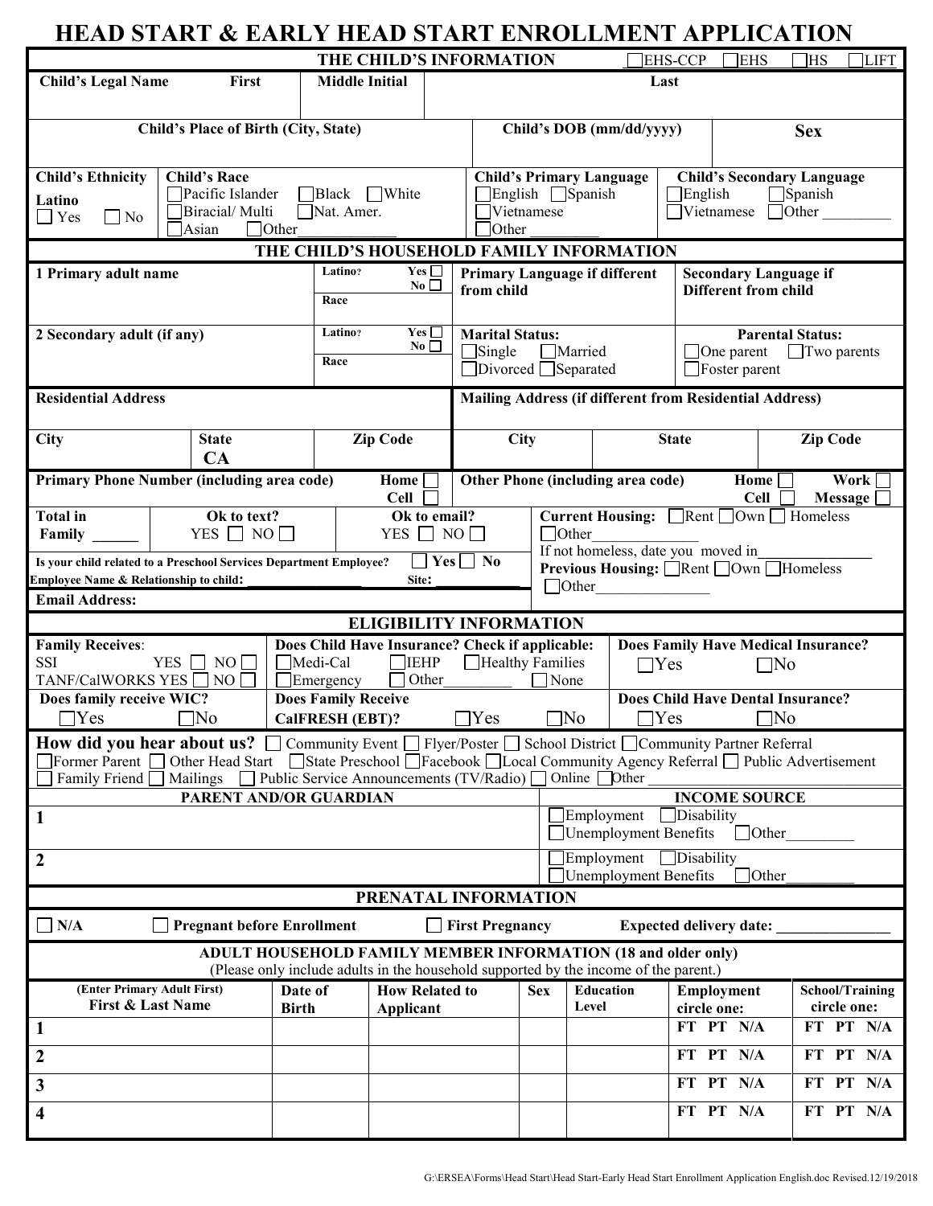# HEAD START & EARLY HEAD START ENROLLMENT APPLICATION

## THE CHILD'S INFORMATION

☐EHS-CCP ☐EHS ☐HS ☐LIFT

| Child's Legal Name First | Middle Initial | Last |
|---|---|---|
| | | |

| Child's Place of Birth (City, State) | Child's DOB (mm/dd/yyyy) | Sex |
|---|---|---|
| | | |

| Child's Ethnicity | Child's Race | Child's Primary Language | Child's Secondary Language |
|---|---|---|---|
| Latino ☐ Yes ☐ No | ☐Pacific Islander ☐Black ☐White ☐Biracial/ Multi ☐Nat. Amer. ☐Asian ☐Other_________ | ☐English ☐Spanish ☐Vietnamese ☐Other _________ | ☐English ☐Spanish ☐Vietnamese ☐Other _________ |

## THE CHILD'S HOUSEHOLD FAMILY INFORMATION

| 1 Primary adult name | Latino? Yes ☐ No ☐ Race | Primary Language if different from child | Secondary Language if Different from child |
|---|---|---|---|
| 2 Secondary adult (if any) | Latino? Yes ☐ No ☐ Race | Marital Status: ☐Single ☐Married ☐Divorced ☐Separated | Parental Status: ☐One parent ☐Two parents ☐Foster parent |

| Residential Address | | | Mailing Address (if different from Residential Address) | | |
|---|---|---|---|---|---|
| City | State CA | Zip Code | City | State | Zip Code |

| Primary Phone Number (including area code) Home ☐ Cell ☐ | Other Phone (including area code) Home ☐ Work ☐ Cell ☐ Message ☐ |
|---|---|

**Total in Family ______** | **Ok to text?** YES ☐ NO ☐ | **Ok to email?** YES ☐ NO ☐

**Current Housing:** ☐Rent ☐Own ☐ Homeless ☐Other_______________
If not homeless, date you moved in_______________
**Previous Housing:** ☐Rent ☐Own ☐Homeless ☐Other_______________

**Is your child related to a Preschool Services Department Employee?** ☐ Yes ☐ No
**Employee Name & Relationship to child:** _______________ **Site:** ___________

**Email Address:**

## ELIGIBILITY INFORMATION

| Family Receives: | Does Child Have Insurance? Check if applicable: | Does Family Have Medical Insurance? |
|---|---|---|
| SSI YES ☐ NO ☐ TANF/CalWORKS YES ☐ NO ☐ | ☐Medi-Cal ☐IEHP ☐Healthy Families ☐Emergency ☐ Other_________ ☐ None | ☐Yes ☐No |
| Does family receive WIC? ☐Yes ☐No | Does Family Receive CalFRESH (EBT)? ☐Yes ☐No | Does Child Have Dental Insurance? ☐Yes ☐No |

**How did you hear about us?** ☐ Community Event ☐ Flyer/Poster ☐ School District ☐Community Partner Referral ☐Former Parent ☐ Other Head Start ☐State Preschool ☐Facebook ☐Local Community Agency Referral ☐ Public Advertisement ☐ Family Friend ☐ Mailings ☐ Public Service Announcements (TV/Radio) ☐ Online ☐Other _______________

| PARENT AND/OR GUARDIAN | INCOME SOURCE |
|---|---|
| 1 | ☐Employment ☐Disability ☐Unemployment Benefits ☐Other_________ |
| 2 | ☐Employment ☐Disability ☐Unemployment Benefits ☐Other_________ |

## PRENATAL INFORMATION

☐ N/A ☐ Pregnant before Enrollment ☐ First Pregnancy **Expected delivery date:** _______________

## ADULT HOUSEHOLD FAMILY MEMBER INFORMATION (18 and older only)

(Please only include adults in the household supported by the income of the parent.)

| (Enter Primary Adult First) First & Last Name | Date of Birth | How Related to Applicant | Sex | Education Level | Employment circle one: | School/Training circle one: |
|---|---|---|---|---|---|---|
| 1 | | | | | FT PT N/A | FT PT N/A |
| 2 | | | | | FT PT N/A | FT PT N/A |
| 3 | | | | | FT PT N/A | FT PT N/A |
| 4 | | | | | FT PT N/A | FT PT N/A |

G:\ERSEA\Forms\Head Start\Head Start-Early Head Start Enrollment Application English.doc Revised.12/19/2018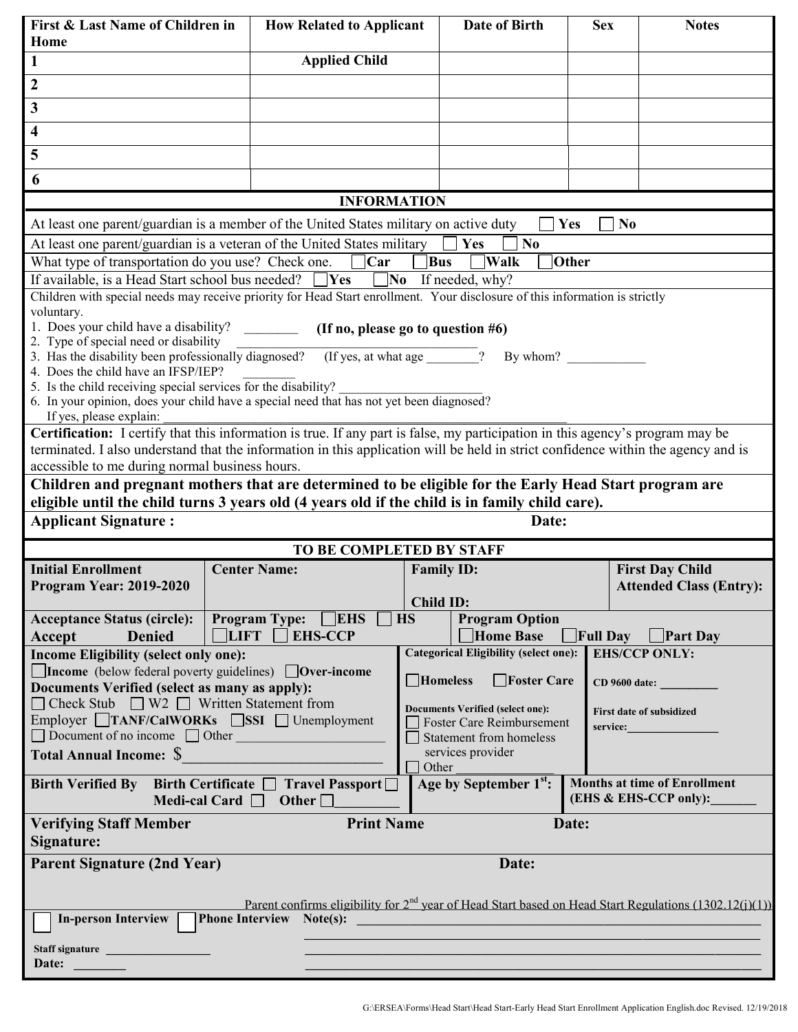| First & Last Name of Children in Home | How Related to Applicant | Date of Birth | Sex | Notes |
|---|---|---|---|---|
| 1 | Applied Child | | | |
| 2 | | | | |
| 3 | | | | |
| 4 | | | | |
| 5 | | | | |
| 6 | | | | |

## INFORMATION

At least one parent/guardian is a member of the United States military on active duty ☐ Yes ☐ No

At least one parent/guardian is a veteran of the United States military ☐ Yes ☐ No

What type of transportation do you use? Check one. ☐ Car ☐ Bus ☐ Walk ☐ Other

If available, is a Head Start school bus needed? ☐ Yes ☐ No If needed, why?

Children with special needs may receive priority for Head Start enrollment. Your disclosure of this information is strictly voluntary.

1. Does your child have a disability? ________ **(If no, please go to question #6)**
2. Type of special need or disability ______________________________
3. Has the disability been professionally diagnosed? (If yes, at what age ________? By whom? ____________
4. Does the child have an IFSP/IEP? ________
5. Is the child receiving special services for the disability? ______________________
6. In your opinion, does your child have a special need that has not yet been diagnosed? If yes, please explain: ______________________________________________________________

**Certification:** I certify that this information is true. If any part is false, my participation in this agency's program may be terminated. I also understand that the information in this application will be held in strict confidence within the agency and is accessible to me during normal business hours.

**Children and pregnant mothers that are determined to be eligible for the Early Head Start program are eligible until the child turns 3 years old (4 years old if the child is in family child care).**

**Applicant Signature :** **Date:**

## TO BE COMPLETED BY STAFF

| | | | |
|---|---|---|---|
| **Initial Enrollment Program Year: 2019-2020** | **Center Name:** | **Family ID:** <br> **Child ID:** | **First Day Child Attended Class (Entry):** |
| **Acceptance Status (circle):** Accept Denied | **Program Type:** ☐ EHS ☐ HS ☐ LIFT ☐ EHS-CCP | **Program Option** ☐ Home Base ☐ Full Day ☐ Part Day | |

**Income Eligibility (select only one):**
☐ **Income** (below federal poverty guidelines) ☐ **Over-income**

**Documents Verified (select as many as apply):**
☐ Check Stub ☐ W2 ☐ Written Statement from Employer ☐ **TANF/CalWORKs** ☐ **SSI** ☐ Unemployment ☐ Document of no income ☐ Other ______________________

**Total Annual Income:** $____________________________

**Categorical Eligibility (select one):**
☐ Homeless ☐ Foster Care

**Documents Verified (select one):**
☐ Foster Care Reimbursement
☐ Statement from homeless services provider
☐ Other ______________

**EHS/CCP ONLY:**
CD 9600 date: _________
First date of subsidized service: _______________

**Birth Verified By** Birth Certificate ☐ Travel Passport ☐ Medi-cal Card ☐ Other ☐ ________

**Age by September 1st:**

**Months at time of Enrollment (EHS & EHS-CCP only):** _______

**Verifying Staff Member Signature:** **Print Name** **Date:**

**Parent Signature (2nd Year)** **Date:**

Parent confirms eligibility for 2nd year of Head Start based on Head Start Regulations (1302.12(j)(1))

☐ **In-person Interview** ☐ **Phone Interview** **Note(s):** ________________________________________________

Staff signature ________________

Date: ________

G:\ERSEA\Forms\Head Start\Head Start-Early Head Start Enrollment Application English.doc Revised. 12/19/2018